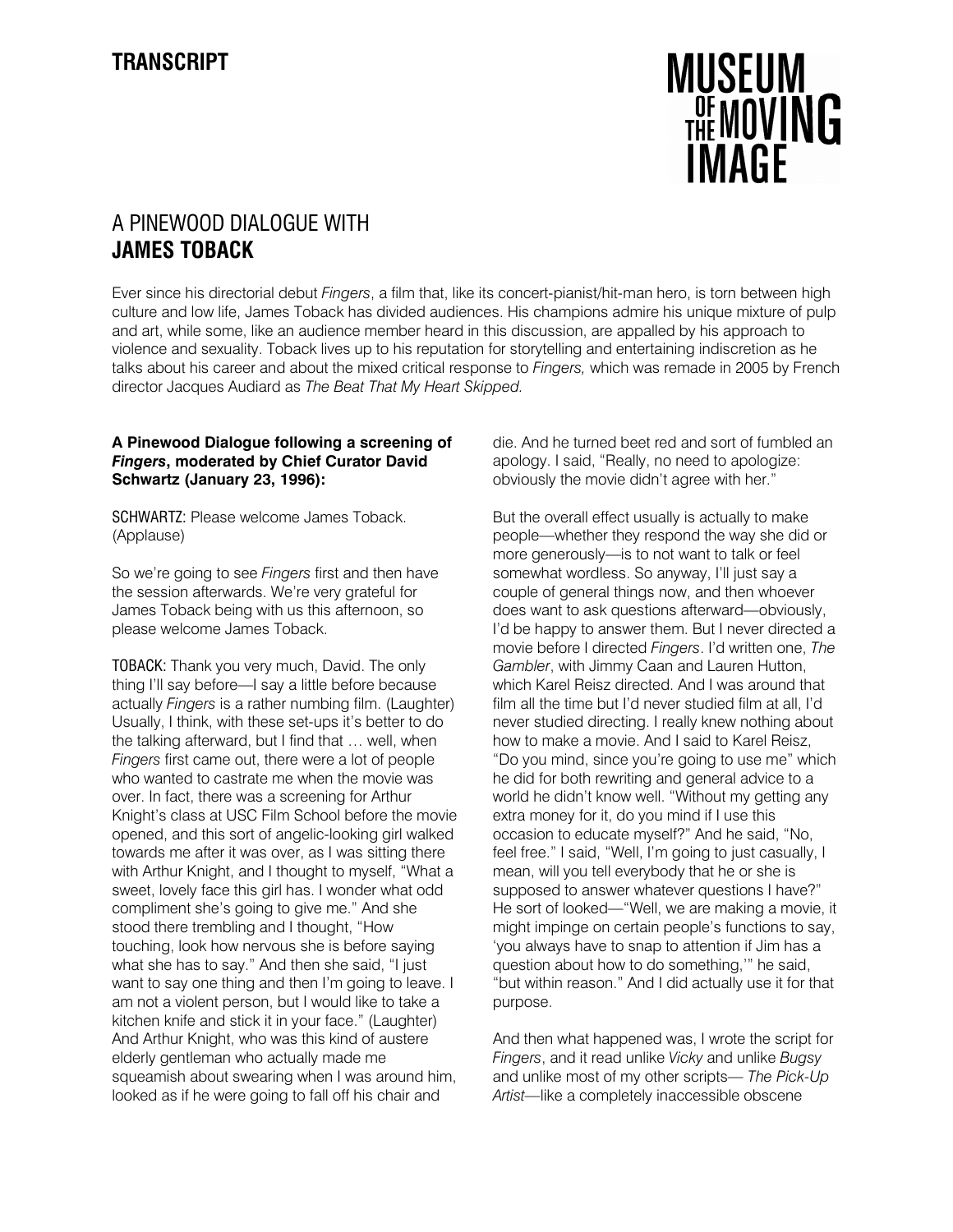**TRANSCRIPT**

MUSEUM OF THE MOVING IMAGE

# A PINEWOOD DIALOGUE WITH **JAMES TOBACK**

Ever since his directorial debut *Fingers*, a film that, like its concert-pianist/hit-man hero, is torn between high culture and low life, James Toback has divided audiences. His champions admire his unique mixture of pulp and art, while some, like an audience member heard in this discussion, are appalled by his approach to violence and sexuality. Toback lives up to his reputation for storytelling and entertaining indiscretion as he talks about his career and about the mixed critical response to *Fingers,* which was remade in 2005 by French director Jacques Audiard as *The Beat That My Heart Skipped.*

**A Pinewood Dialogue following a screening of *Fingers*, moderated by Chief Curator David Schwartz (January 23, 1996):**

SCHWARTZ: Please welcome James Toback. (Applause)

So we're going to see *Fingers* first and then have the session afterwards. We're very grateful for James Toback being with us this afternoon, so please welcome James Toback.

TOBACK: Thank you very much, David. The only thing I'll say before—I say a little before because actually *Fingers* is a rather numbing film. (Laughter) Usually, I think, with these set-ups it's better to do the talking afterward, but I find that … well, when *Fingers* first came out, there were a lot of people who wanted to castrate me when the movie was over. In fact, there was a screening for Arthur Knight's class at USC Film School before the movie opened, and this sort of angelic-looking girl walked towards me after it was over, as I was sitting there with Arthur Knight, and I thought to myself, "What a sweet, lovely face this girl has. I wonder what odd compliment she's going to give me." And she stood there trembling and I thought, "How touching, look how nervous she is before saying what she has to say." And then she said, "I just want to say one thing and then I'm going to leave. I am not a violent person, but I would like to take a kitchen knife and stick it in your face." (Laughter) And Arthur Knight, who was this kind of austere elderly gentleman who actually made me squeamish about swearing when I was around him, looked as if he were going to fall off his chair and die. And he turned beet red and sort of fumbled an apology. I said, "Really, no need to apologize: obviously the movie didn't agree with her."

But the overall effect usually is actually to make people—whether they respond the way she did or more generously—is to not want to talk or feel somewhat wordless. So anyway, I'll just say a couple of general things now, and then whoever does want to ask questions afterward—obviously, I'd be happy to answer them. But I never directed a movie before I directed *Fingers*. I'd written one, *The Gambler*, with Jimmy Caan and Lauren Hutton, which Karel Reisz directed. And I was around that film all the time but I'd never studied film at all, I'd never studied directing. I really knew nothing about how to make a movie. And I said to Karel Reisz, "Do you mind, since you're going to use me" which he did for both rewriting and general advice to a world he didn't know well. "Without my getting any extra money for it, do you mind if I use this occasion to educate myself?" And he said, "No, feel free." I said, "Well, I'm going to just casually, I mean, will you tell everybody that he or she is supposed to answer whatever questions I have?" He sort of looked—"Well, we are making a movie, it might impinge on certain people's functions to say, 'you always have to snap to attention if Jim has a question about how to do something,'" he said, "but within reason." And I did actually use it for that purpose.

And then what happened was, I wrote the script for *Fingers*, and it read unlike *Vicky* and unlike *Bugsy* and unlike most of my other scripts— *The Pick-Up Artist*—like a completely inaccessible obscene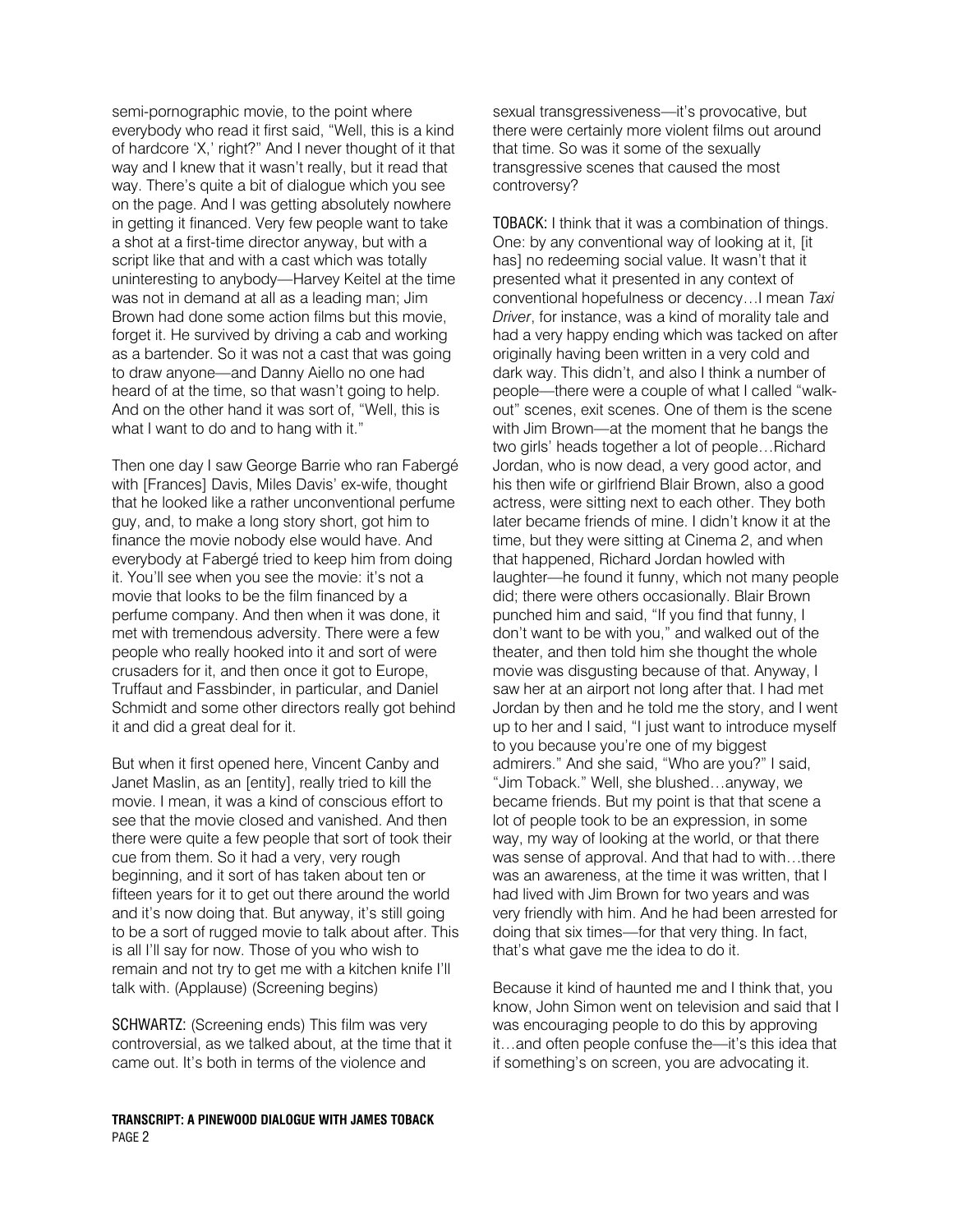semi-pornographic movie, to the point where everybody who read it first said, "Well, this is a kind of hardcore 'X,' right?" And I never thought of it that way and I knew that it wasn't really, but it read that way. There's quite a bit of dialogue which you see on the page. And I was getting absolutely nowhere in getting it financed. Very few people want to take a shot at a first-time director anyway, but with a script like that and with a cast which was totally uninteresting to anybody—Harvey Keitel at the time was not in demand at all as a leading man; Jim Brown had done some action films but this movie, forget it. He survived by driving a cab and working as a bartender. So it was not a cast that was going to draw anyone—and Danny Aiello no one had heard of at the time, so that wasn't going to help. And on the other hand it was sort of, "Well, this is what I want to do and to hang with it."

Then one day I saw George Barrie who ran Fabergé with [Frances] Davis, Miles Davis' ex-wife, thought that he looked like a rather unconventional perfume guy, and, to make a long story short, got him to finance the movie nobody else would have. And everybody at Fabergé tried to keep him from doing it. You'll see when you see the movie: it's not a movie that looks to be the film financed by a perfume company. And then when it was done, it met with tremendous adversity. There were a few people who really hooked into it and sort of were crusaders for it, and then once it got to Europe, Truffaut and Fassbinder, in particular, and Daniel Schmidt and some other directors really got behind it and did a great deal for it.

But when it first opened here, Vincent Canby and Janet Maslin, as an [entity], really tried to kill the movie. I mean, it was a kind of conscious effort to see that the movie closed and vanished. And then there were quite a few people that sort of took their cue from them. So it had a very, very rough beginning, and it sort of has taken about ten or fifteen years for it to get out there around the world and it's now doing that. But anyway, it's still going to be a sort of rugged movie to talk about after. This is all I'll say for now. Those of you who wish to remain and not try to get me with a kitchen knife I'll talk with. (Applause) (Screening begins)

SCHWARTZ: (Screening ends) This film was very controversial, as we talked about, at the time that it came out. It's both in terms of the violence and sexual transgressiveness—it's provocative, but there were certainly more violent films out around that time. So was it some of the sexually transgressive scenes that caused the most controversy?

TOBACK: I think that it was a combination of things. One: by any conventional way of looking at it, [it has] no redeeming social value. It wasn't that it presented what it presented in any context of conventional hopefulness or decency…I mean *Taxi Driver*, for instance, was a kind of morality tale and had a very happy ending which was tacked on after originally having been written in a very cold and dark way. This didn't, and also I think a number of people—there were a couple of what I called "walk-out" scenes, exit scenes. One of them is the scene with Jim Brown—at the moment that he bangs the two girls' heads together a lot of people…Richard Jordan, who is now dead, a very good actor, and his then wife or girlfriend Blair Brown, also a good actress, were sitting next to each other. They both later became friends of mine. I didn't know it at the time, but they were sitting at Cinema 2, and when that happened, Richard Jordan howled with laughter—he found it funny, which not many people did; there were others occasionally. Blair Brown punched him and said, "If you find that funny, I don't want to be with you," and walked out of the theater, and then told him she thought the whole movie was disgusting because of that. Anyway, I saw her at an airport not long after that. I had met Jordan by then and he told me the story, and I went up to her and I said, "I just want to introduce myself to you because you're one of my biggest admirers." And she said, "Who are you?" I said, "Jim Toback." Well, she blushed…anyway, we became friends. But my point is that that scene a lot of people took to be an expression, in some way, my way of looking at the world, or that there was sense of approval. And that had to with…there was an awareness, at the time it was written, that I had lived with Jim Brown for two years and was very friendly with him. And he had been arrested for doing that six times—for that very thing. In fact, that's what gave me the idea to do it.

Because it kind of haunted me and I think that, you know, John Simon went on television and said that I was encouraging people to do this by approving it…and often people confuse the—it's this idea that if something's on screen, you are advocating it.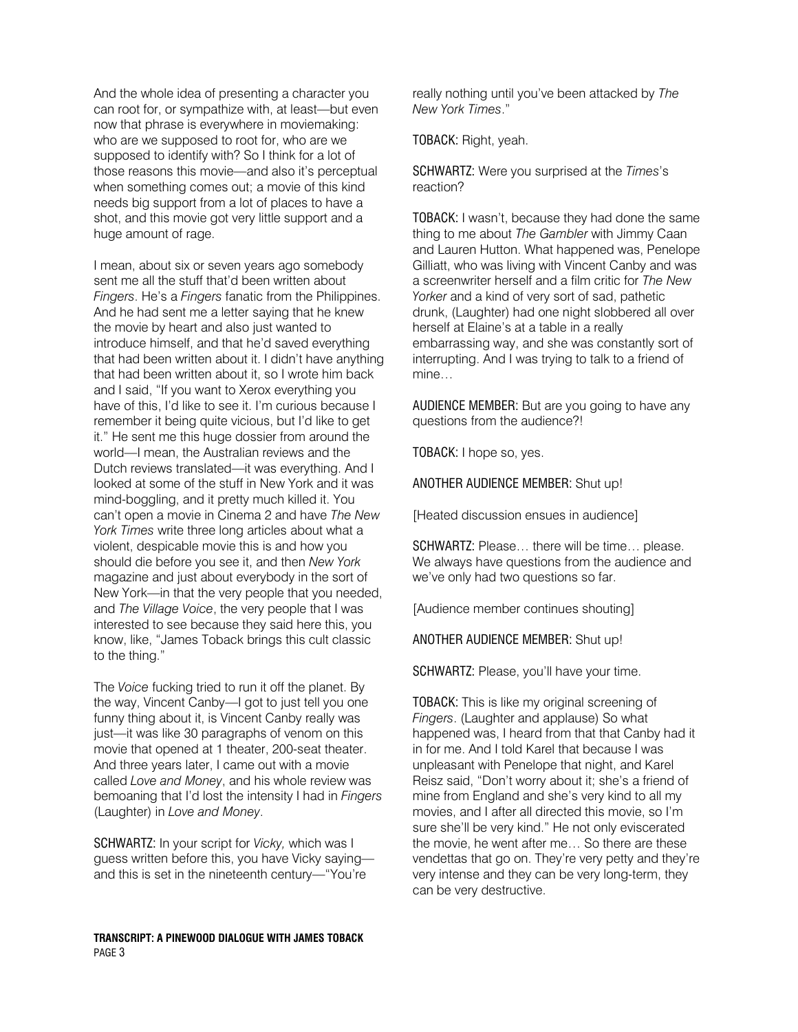And the whole idea of presenting a character you can root for, or sympathize with, at least—but even now that phrase is everywhere in moviemaking: who are we supposed to root for, who are we supposed to identify with? So I think for a lot of those reasons this movie—and also it's perceptual when something comes out; a movie of this kind needs big support from a lot of places to have a shot, and this movie got very little support and a huge amount of rage.

I mean, about six or seven years ago somebody sent me all the stuff that'd been written about *Fingers*. He's a *Fingers* fanatic from the Philippines. And he had sent me a letter saying that he knew the movie by heart and also just wanted to introduce himself, and that he'd saved everything that had been written about it. I didn't have anything that had been written about it, so I wrote him back and I said, "If you want to Xerox everything you have of this, I'd like to see it. I'm curious because I remember it being quite vicious, but I'd like to get it." He sent me this huge dossier from around the world—I mean, the Australian reviews and the Dutch reviews translated—it was everything. And I looked at some of the stuff in New York and it was mind-boggling, and it pretty much killed it. You can't open a movie in Cinema 2 and have *The New York Times* write three long articles about what a violent, despicable movie this is and how you should die before you see it, and then *New York* magazine and just about everybody in the sort of New York—in that the very people that you needed, and *The Village Voice*, the very people that I was interested to see because they said here this, you know, like, "James Toback brings this cult classic to the thing."

The *Voice* fucking tried to run it off the planet. By the way, Vincent Canby—I got to just tell you one funny thing about it, is Vincent Canby really was just—it was like 30 paragraphs of venom on this movie that opened at 1 theater, 200-seat theater. And three years later, I came out with a movie called *Love and Money*, and his whole review was bemoaning that I'd lost the intensity I had in *Fingers* (Laughter) in *Love and Money*.

SCHWARTZ: In your script for *Vicky,* which was I guess written before this, you have Vicky saying—and this is set in the nineteenth century—"You're really nothing until you've been attacked by *The New York Times*."

TOBACK: Right, yeah.

SCHWARTZ: Were you surprised at the *Times*'s reaction?

TOBACK: I wasn't, because they had done the same thing to me about *The Gambler* with Jimmy Caan and Lauren Hutton. What happened was, Penelope Gilliatt, who was living with Vincent Canby and was a screenwriter herself and a film critic for *The New Yorker* and a kind of very sort of sad, pathetic drunk, (Laughter) had one night slobbered all over herself at Elaine's at a table in a really embarrassing way, and she was constantly sort of interrupting. And I was trying to talk to a friend of mine…

AUDIENCE MEMBER: But are you going to have any questions from the audience?!

TOBACK: I hope so, yes.

ANOTHER AUDIENCE MEMBER: Shut up!

[Heated discussion ensues in audience]

SCHWARTZ: Please… there will be time… please. We always have questions from the audience and we've only had two questions so far.

[Audience member continues shouting]

ANOTHER AUDIENCE MEMBER: Shut up!

SCHWARTZ: Please, you'll have your time.

TOBACK: This is like my original screening of *Fingers*. (Laughter and applause) So what happened was, I heard from that that Canby had it in for me. And I told Karel that because I was unpleasant with Penelope that night, and Karel Reisz said, "Don't worry about it; she's a friend of mine from England and she's very kind to all my movies, and I after all directed this movie, so I'm sure she'll be very kind." He not only eviscerated the movie, he went after me… So there are these vendettas that go on. They're very petty and they're very intense and they can be very long-term, they can be very destructive.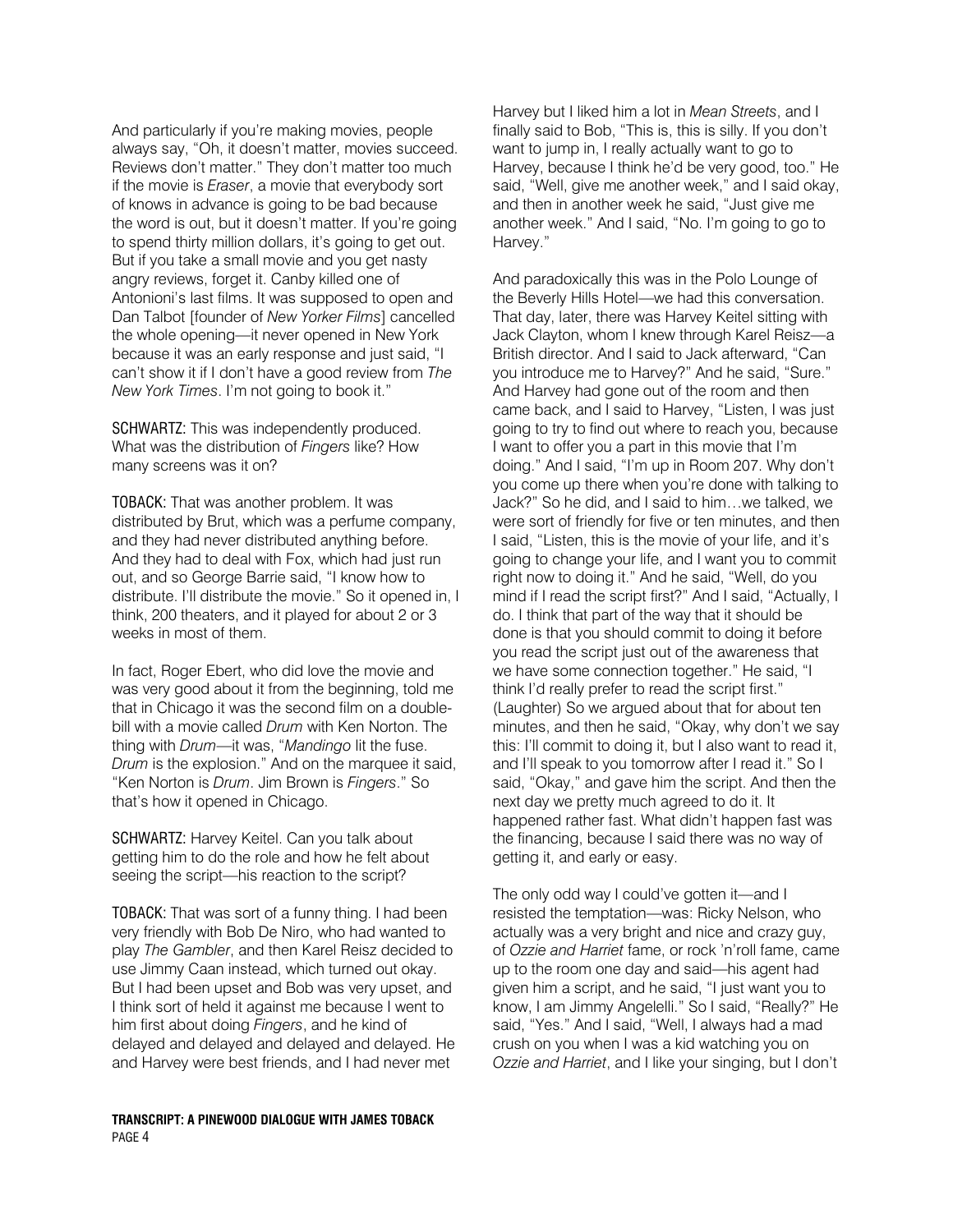And particularly if you're making movies, people always say, "Oh, it doesn't matter, movies succeed. Reviews don't matter." They don't matter too much if the movie is *Eraser*, a movie that everybody sort of knows in advance is going to be bad because the word is out, but it doesn't matter. If you're going to spend thirty million dollars, it's going to get out. But if you take a small movie and you get nasty angry reviews, forget it. Canby killed one of Antonioni's last films. It was supposed to open and Dan Talbot [founder of *New Yorker Films*] cancelled the whole opening—it never opened in New York because it was an early response and just said, "I can't show it if I don't have a good review from *The New York Times*. I'm not going to book it."

**SCHWARTZ:** This was independently produced. What was the distribution of *Fingers* like? How many screens was it on?

**TOBACK:** That was another problem. It was distributed by Brut, which was a perfume company, and they had never distributed anything before. And they had to deal with Fox, which had just run out, and so George Barrie said, "I know how to distribute. I'll distribute the movie." So it opened in, I think, 200 theaters, and it played for about 2 or 3 weeks in most of them.

In fact, Roger Ebert, who did love the movie and was very good about it from the beginning, told me that in Chicago it was the second film on a double-bill with a movie called *Drum* with Ken Norton. The thing with *Drum*—it was, "*Mandingo* lit the fuse. *Drum* is the explosion." And on the marquee it said, "Ken Norton is *Drum*. Jim Brown is *Fingers*." So that's how it opened in Chicago.

**SCHWARTZ:** Harvey Keitel. Can you talk about getting him to do the role and how he felt about seeing the script—his reaction to the script?

**TOBACK:** That was sort of a funny thing. I had been very friendly with Bob De Niro, who had wanted to play *The Gambler*, and then Karel Reisz decided to use Jimmy Caan instead, which turned out okay. But I had been upset and Bob was very upset, and I think sort of held it against me because I went to him first about doing *Fingers*, and he kind of delayed and delayed and delayed and delayed. He and Harvey were best friends, and I had never met Harvey but I liked him a lot in *Mean Streets*, and I finally said to Bob, "This is, this is silly. If you don't want to jump in, I really actually want to go to Harvey, because I think he'd be very good, too." He said, "Well, give me another week," and I said okay, and then in another week he said, "Just give me another week." And I said, "No. I'm going to go to Harvey."

And paradoxically this was in the Polo Lounge of the Beverly Hills Hotel—we had this conversation. That day, later, there was Harvey Keitel sitting with Jack Clayton, whom I knew through Karel Reisz—a British director. And I said to Jack afterward, "Can you introduce me to Harvey?" And he said, "Sure." And Harvey had gone out of the room and then came back, and I said to Harvey, "Listen, I was just going to try to find out where to reach you, because I want to offer you a part in this movie that I'm doing." And I said, "I'm up in Room 207. Why don't you come up there when you're done with talking to Jack?" So he did, and I said to him…we talked, we were sort of friendly for five or ten minutes, and then I said, "Listen, this is the movie of your life, and it's going to change your life, and I want you to commit right now to doing it." And he said, "Well, do you mind if I read the script first?" And I said, "Actually, I do. I think that part of the way that it should be done is that you should commit to doing it before you read the script just out of the awareness that we have some connection together." He said, "I think I'd really prefer to read the script first." (Laughter) So we argued about that for about ten minutes, and then he said, "Okay, why don't we say this: I'll commit to doing it, but I also want to read it, and I'll speak to you tomorrow after I read it." So I said, "Okay," and gave him the script. And then the next day we pretty much agreed to do it. It happened rather fast. What didn't happen fast was the financing, because I said there was no way of getting it, and early or easy.

The only odd way I could've gotten it—and I resisted the temptation—was: Ricky Nelson, who actually was a very bright and nice and crazy guy, of *Ozzie and Harriet* fame, or rock 'n'roll fame, came up to the room one day and said—his agent had given him a script, and he said, "I just want you to know, I am Jimmy Angelelli." So I said, "Really?" He said, "Yes." And I said, "Well, I always had a mad crush on you when I was a kid watching you on *Ozzie and Harriet*, and I like your singing, but I don't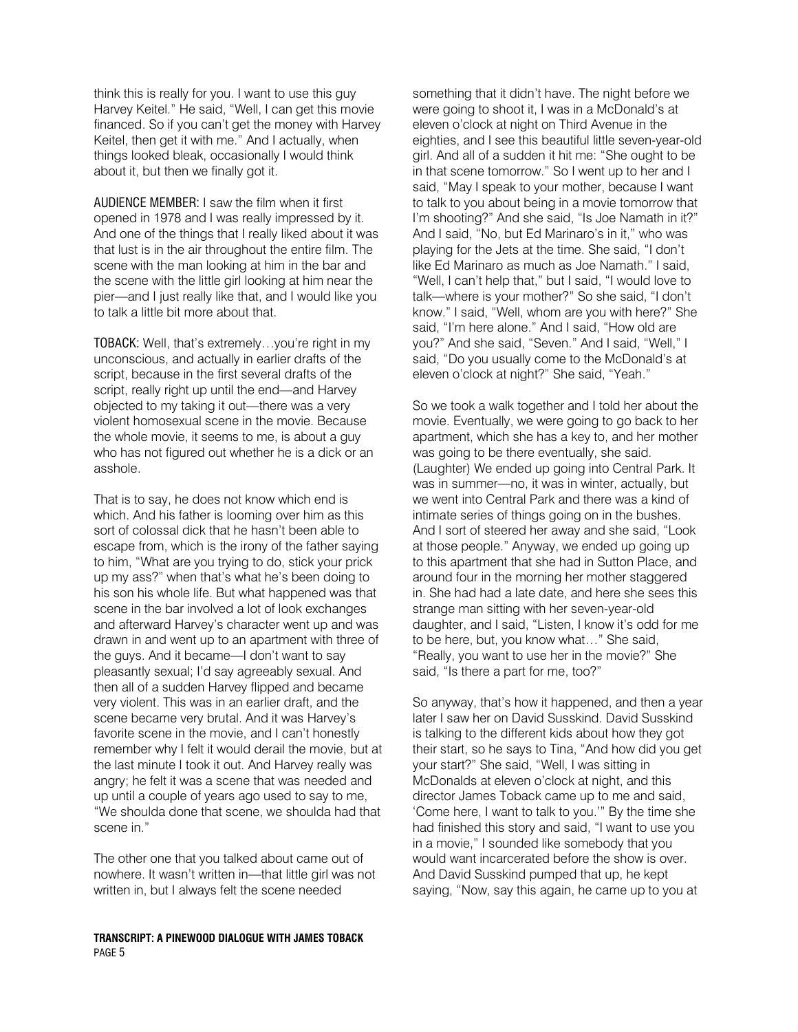think this is really for you. I want to use this guy Harvey Keitel." He said, "Well, I can get this movie financed. So if you can't get the money with Harvey Keitel, then get it with me." And I actually, when things looked bleak, occasionally I would think about it, but then we finally got it.

AUDIENCE MEMBER: I saw the film when it first opened in 1978 and I was really impressed by it. And one of the things that I really liked about it was that lust is in the air throughout the entire film. The scene with the man looking at him in the bar and the scene with the little girl looking at him near the pier—and I just really like that, and I would like you to talk a little bit more about that.

TOBACK: Well, that's extremely…you're right in my unconscious, and actually in earlier drafts of the script, because in the first several drafts of the script, really right up until the end—and Harvey objected to my taking it out—there was a very violent homosexual scene in the movie. Because the whole movie, it seems to me, is about a guy who has not figured out whether he is a dick or an asshole.

That is to say, he does not know which end is which. And his father is looming over him as this sort of colossal dick that he hasn't been able to escape from, which is the irony of the father saying to him, "What are you trying to do, stick your prick up my ass?" when that's what he's been doing to his son his whole life. But what happened was that scene in the bar involved a lot of look exchanges and afterward Harvey's character went up and was drawn in and went up to an apartment with three of the guys. And it became—I don't want to say pleasantly sexual; I'd say agreeably sexual. And then all of a sudden Harvey flipped and became very violent. This was in an earlier draft, and the scene became very brutal. And it was Harvey's favorite scene in the movie, and I can't honestly remember why I felt it would derail the movie, but at the last minute I took it out. And Harvey really was angry; he felt it was a scene that was needed and up until a couple of years ago used to say to me, "We shoulda done that scene, we shoulda had that scene in."

The other one that you talked about came out of nowhere. It wasn't written in—that little girl was not written in, but I always felt the scene needed something that it didn't have. The night before we were going to shoot it, I was in a McDonald's at eleven o'clock at night on Third Avenue in the eighties, and I see this beautiful little seven-year-old girl. And all of a sudden it hit me: "She ought to be in that scene tomorrow." So I went up to her and I said, "May I speak to your mother, because I want to talk to you about being in a movie tomorrow that I'm shooting?" And she said, "Is Joe Namath in it?" And I said, "No, but Ed Marinaro's in it," who was playing for the Jets at the time. She said, "I don't like Ed Marinaro as much as Joe Namath." I said, "Well, I can't help that," but I said, "I would love to talk—where is your mother?" So she said, "I don't know." I said, "Well, whom are you with here?" She said, "I'm here alone." And I said, "How old are you?" And she said, "Seven." And I said, "Well," I said, "Do you usually come to the McDonald's at eleven o'clock at night?" She said, "Yeah."

So we took a walk together and I told her about the movie. Eventually, we were going to go back to her apartment, which she has a key to, and her mother was going to be there eventually, she said. (Laughter) We ended up going into Central Park. It was in summer—no, it was in winter, actually, but we went into Central Park and there was a kind of intimate series of things going on in the bushes. And I sort of steered her away and she said, "Look at those people." Anyway, we ended up going up to this apartment that she had in Sutton Place, and around four in the morning her mother staggered in. She had had a late date, and here she sees this strange man sitting with her seven-year-old daughter, and I said, "Listen, I know it's odd for me to be here, but, you know what…" She said, "Really, you want to use her in the movie?" She said, "Is there a part for me, too?"

So anyway, that's how it happened, and then a year later I saw her on David Susskind. David Susskind is talking to the different kids about how they got their start, so he says to Tina, "And how did you get your start?" She said, "Well, I was sitting in McDonalds at eleven o'clock at night, and this director James Toback came up to me and said, 'Come here, I want to talk to you.'" By the time she had finished this story and said, "I want to use you in a movie," I sounded like somebody that you would want incarcerated before the show is over. And David Susskind pumped that up, he kept saying, "Now, say this again, he came up to you at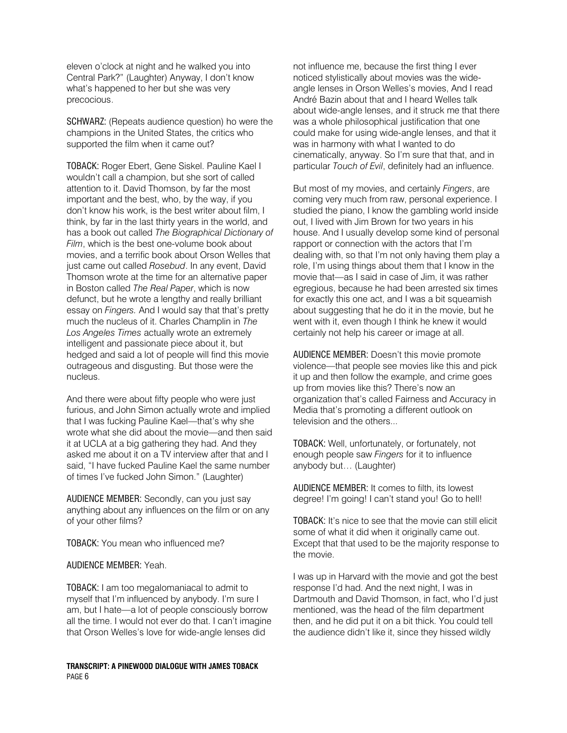eleven o'clock at night and he walked you into Central Park?" (Laughter) Anyway, I don't know what's happened to her but she was very precocious.

**SCHWARZ:** (Repeats audience question) ho were the champions in the United States, the critics who supported the film when it came out?

**TOBACK:** Roger Ebert, Gene Siskel. Pauline Kael I wouldn't call a champion, but she sort of called attention to it. David Thomson, by far the most important and the best, who, by the way, if you don't know his work, is the best writer about film, I think, by far in the last thirty years in the world, and has a book out called *The Biographical Dictionary of Film*, which is the best one-volume book about movies, and a terrific book about Orson Welles that just came out called *Rosebud*. In any event, David Thomson wrote at the time for an alternative paper in Boston called *The Real Paper*, which is now defunct, but he wrote a lengthy and really brilliant essay on *Fingers.* And I would say that that's pretty much the nucleus of it. Charles Champlin in *The Los Angeles Times* actually wrote an extremely intelligent and passionate piece about it, but hedged and said a lot of people will find this movie outrageous and disgusting. But those were the nucleus.

And there were about fifty people who were just furious, and John Simon actually wrote and implied that I was fucking Pauline Kael—that's why she wrote what she did about the movie—and then said it at UCLA at a big gathering they had. And they asked me about it on a TV interview after that and I said, "I have fucked Pauline Kael the same number of times I've fucked John Simon." (Laughter)

**AUDIENCE MEMBER:** Secondly, can you just say anything about any influences on the film or on any of your other films?

**TOBACK:** You mean who influenced me?

**AUDIENCE MEMBER:** Yeah.

**TOBACK:** I am too megalomaniacal to admit to myself that I'm influenced by anybody. I'm sure I am, but I hate—a lot of people consciously borrow all the time. I would not ever do that. I can't imagine that Orson Welles's love for wide-angle lenses did not influence me, because the first thing I ever noticed stylistically about movies was the wide-angle lenses in Orson Welles's movies, And I read André Bazin about that and I heard Welles talk about wide-angle lenses, and it struck me that there was a whole philosophical justification that one could make for using wide-angle lenses, and that it was in harmony with what I wanted to do cinematically, anyway. So I'm sure that that, and in particular *Touch of Evil*, definitely had an influence.

But most of my movies, and certainly *Fingers*, are coming very much from raw, personal experience. I studied the piano, I know the gambling world inside out, I lived with Jim Brown for two years in his house. And I usually develop some kind of personal rapport or connection with the actors that I'm dealing with, so that I'm not only having them play a role, I'm using things about them that I know in the movie that—as I said in case of Jim, it was rather egregious, because he had been arrested six times for exactly this one act, and I was a bit squeamish about suggesting that he do it in the movie, but he went with it, even though I think he knew it would certainly not help his career or image at all.

**AUDIENCE MEMBER:** Doesn't this movie promote violence—that people see movies like this and pick it up and then follow the example, and crime goes up from movies like this? There's now an organization that's called Fairness and Accuracy in Media that's promoting a different outlook on television and the others...

**TOBACK:** Well, unfortunately, or fortunately, not enough people saw *Fingers* for it to influence anybody but… (Laughter)

**AUDIENCE MEMBER:** It comes to filth, its lowest degree! I'm going! I can't stand you! Go to hell!

**TOBACK:** It's nice to see that the movie can still elicit some of what it did when it originally came out. Except that that used to be the majority response to the movie.

I was up in Harvard with the movie and got the best response I'd had. And the next night, I was in Dartmouth and David Thomson, in fact, who I'd just mentioned, was the head of the film department then, and he did put it on a bit thick. You could tell the audience didn't like it, since they hissed wildly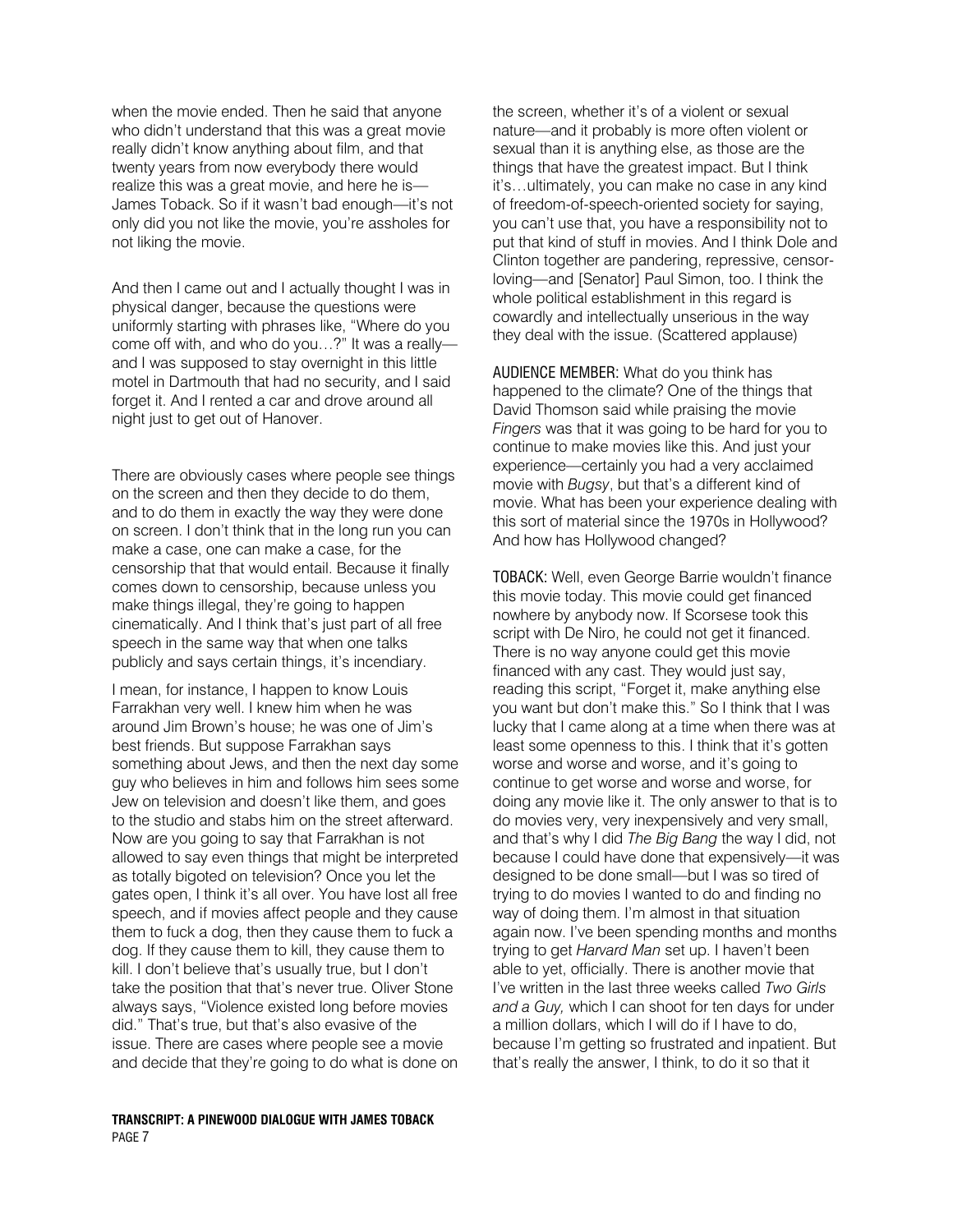when the movie ended. Then he said that anyone who didn't understand that this was a great movie really didn't know anything about film, and that twenty years from now everybody there would realize this was a great movie, and here he is—James Toback. So if it wasn't bad enough—it's not only did you not like the movie, you're assholes for not liking the movie.

And then I came out and I actually thought I was in physical danger, because the questions were uniformly starting with phrases like, "Where do you come off with, and who do you…?" It was a really—and I was supposed to stay overnight in this little motel in Dartmouth that had no security, and I said forget it. And I rented a car and drove around all night just to get out of Hanover.

There are obviously cases where people see things on the screen and then they decide to do them, and to do them in exactly the way they were done on screen. I don't think that in the long run you can make a case, one can make a case, for the censorship that that would entail. Because it finally comes down to censorship, because unless you make things illegal, they're going to happen cinematically. And I think that's just part of all free speech in the same way that when one talks publicly and says certain things, it's incendiary.

I mean, for instance, I happen to know Louis Farrakhan very well. I knew him when he was around Jim Brown's house; he was one of Jim's best friends. But suppose Farrakhan says something about Jews, and then the next day some guy who believes in him and follows him sees some Jew on television and doesn't like them, and goes to the studio and stabs him on the street afterward. Now are you going to say that Farrakhan is not allowed to say even things that might be interpreted as totally bigoted on television? Once you let the gates open, I think it's all over. You have lost all free speech, and if movies affect people and they cause them to fuck a dog, then they cause them to fuck a dog. If they cause them to kill, they cause them to kill. I don't believe that's usually true, but I don't take the position that that's never true. Oliver Stone always says, "Violence existed long before movies did." That's true, but that's also evasive of the issue. There are cases where people see a movie and decide that they're going to do what is done on the screen, whether it's of a violent or sexual nature—and it probably is more often violent or sexual than it is anything else, as those are the things that have the greatest impact. But I think it's…ultimately, you can make no case in any kind of freedom-of-speech-oriented society for saying, you can't use that, you have a responsibility not to put that kind of stuff in movies. And I think Dole and Clinton together are pandering, repressive, censor-loving—and [Senator] Paul Simon, too. I think the whole political establishment in this regard is cowardly and intellectually unserious in the way they deal with the issue. (Scattered applause)

AUDIENCE MEMBER: What do you think has happened to the climate? One of the things that David Thomson said while praising the movie *Fingers* was that it was going to be hard for you to continue to make movies like this. And just your experience—certainly you had a very acclaimed movie with *Bugsy*, but that's a different kind of movie. What has been your experience dealing with this sort of material since the 1970s in Hollywood? And how has Hollywood changed?

TOBACK: Well, even George Barrie wouldn't finance this movie today. This movie could get financed nowhere by anybody now. If Scorsese took this script with De Niro, he could not get it financed. There is no way anyone could get this movie financed with any cast. They would just say, reading this script, "Forget it, make anything else you want but don't make this." So I think that I was lucky that I came along at a time when there was at least some openness to this. I think that it's gotten worse and worse and worse, and it's going to continue to get worse and worse and worse, for doing any movie like it. The only answer to that is to do movies very, very inexpensively and very small, and that's why I did *The Big Bang* the way I did, not because I could have done that expensively—it was designed to be done small—but I was so tired of trying to do movies I wanted to do and finding no way of doing them. I'm almost in that situation again now. I've been spending months and months trying to get *Harvard Man* set up. I haven't been able to yet, officially. There is another movie that I've written in the last three weeks called *Two Girls and a Guy,* which I can shoot for ten days for under a million dollars, which I will do if I have to do, because I'm getting so frustrated and inpatient. But that's really the answer, I think, to do it so that it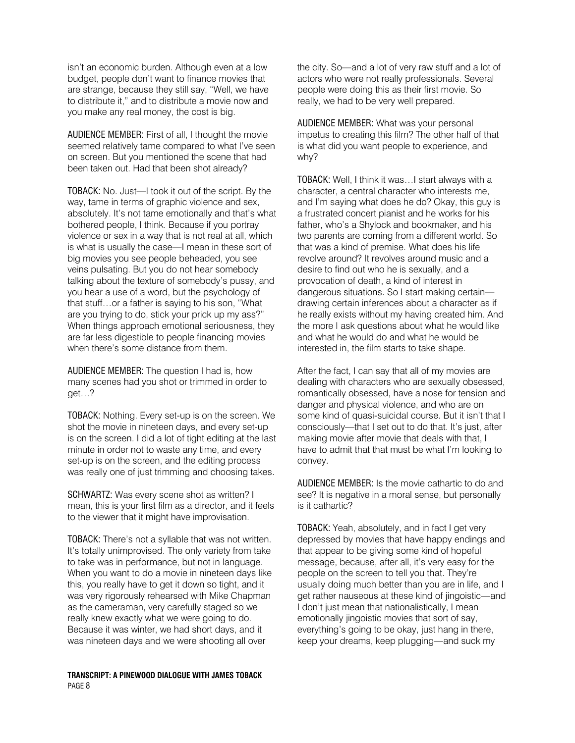isn't an economic burden. Although even at a low budget, people don't want to finance movies that are strange, because they still say, "Well, we have to distribute it," and to distribute a movie now and you make any real money, the cost is big.

AUDIENCE MEMBER: First of all, I thought the movie seemed relatively tame compared to what I've seen on screen. But you mentioned the scene that had been taken out. Had that been shot already?

TOBACK: No. Just—I took it out of the script. By the way, tame in terms of graphic violence and sex, absolutely. It's not tame emotionally and that's what bothered people, I think. Because if you portray violence or sex in a way that is not real at all, which is what is usually the case—I mean in these sort of big movies you see people beheaded, you see veins pulsating. But you do not hear somebody talking about the texture of somebody's pussy, and you hear a use of a word, but the psychology of that stuff…or a father is saying to his son, "What are you trying to do, stick your prick up my ass?" When things approach emotional seriousness, they are far less digestible to people financing movies when there's some distance from them.

AUDIENCE MEMBER: The question I had is, how many scenes had you shot or trimmed in order to get…?

TOBACK: Nothing. Every set-up is on the screen. We shot the movie in nineteen days, and every set-up is on the screen. I did a lot of tight editing at the last minute in order not to waste any time, and every set-up is on the screen, and the editing process was really one of just trimming and choosing takes.

SCHWARTZ: Was every scene shot as written? I mean, this is your first film as a director, and it feels to the viewer that it might have improvisation.

TOBACK: There's not a syllable that was not written. It's totally unimprovised. The only variety from take to take was in performance, but not in language. When you want to do a movie in nineteen days like this, you really have to get it down so tight, and it was very rigorously rehearsed with Mike Chapman as the cameraman, very carefully staged so we really knew exactly what we were going to do. Because it was winter, we had short days, and it was nineteen days and we were shooting all over the city. So—and a lot of very raw stuff and a lot of actors who were not really professionals. Several people were doing this as their first movie. So really, we had to be very well prepared.

AUDIENCE MEMBER: What was your personal impetus to creating this film? The other half of that is what did you want people to experience, and why?

TOBACK: Well, I think it was…I start always with a character, a central character who interests me, and I'm saying what does he do? Okay, this guy is a frustrated concert pianist and he works for his father, who's a Shylock and bookmaker, and his two parents are coming from a different world. So that was a kind of premise. What does his life revolve around? It revolves around music and a desire to find out who he is sexually, and a provocation of death, a kind of interest in dangerous situations. So I start making certain—drawing certain inferences about a character as if he really exists without my having created him. And the more I ask questions about what he would like and what he would do and what he would be interested in, the film starts to take shape.

After the fact, I can say that all of my movies are dealing with characters who are sexually obsessed, romantically obsessed, have a nose for tension and danger and physical violence, and who are on some kind of quasi-suicidal course. But it isn't that I consciously—that I set out to do that. It's just, after making movie after movie that deals with that, I have to admit that that must be what I'm looking to convey.

AUDIENCE MEMBER: Is the movie cathartic to do and see? It is negative in a moral sense, but personally is it cathartic?

TOBACK: Yeah, absolutely, and in fact I get very depressed by movies that have happy endings and that appear to be giving some kind of hopeful message, because, after all, it's very easy for the people on the screen to tell you that. They're usually doing much better than you are in life, and I get rather nauseous at these kind of jingoistic—and I don't just mean that nationalistically, I mean emotionally jingoistic movies that sort of say, everything's going to be okay, just hang in there, keep your dreams, keep plugging—and suck my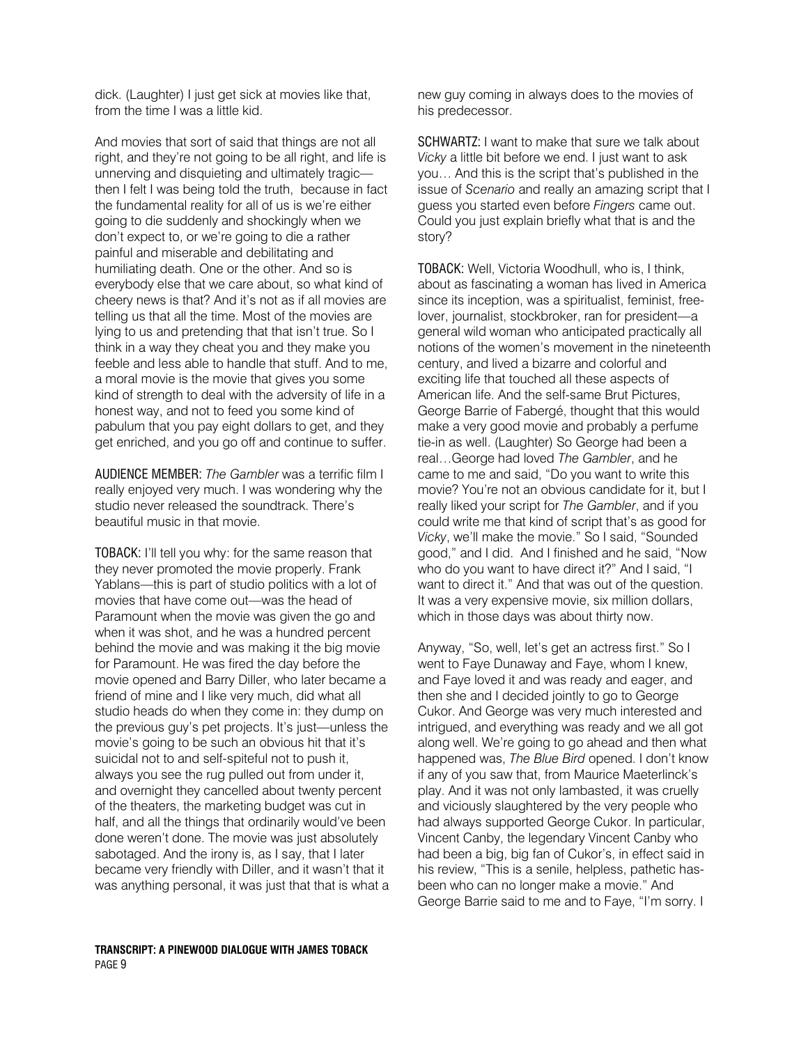dick. (Laughter) I just get sick at movies like that, from the time I was a little kid.

And movies that sort of said that things are not all right, and they're not going to be all right, and life is unnerving and disquieting and ultimately tragic—then I felt I was being told the truth, because in fact the fundamental reality for all of us is we're either going to die suddenly and shockingly when we don't expect to, or we're going to die a rather painful and miserable and debilitating and humiliating death. One or the other. And so is everybody else that we care about, so what kind of cheery news is that? And it's not as if all movies are telling us that all the time. Most of the movies are lying to us and pretending that that isn't true. So I think in a way they cheat you and they make you feeble and less able to handle that stuff. And to me, a moral movie is the movie that gives you some kind of strength to deal with the adversity of life in a honest way, and not to feed you some kind of pabulum that you pay eight dollars to get, and they get enriched, and you go off and continue to suffer.

AUDIENCE MEMBER: *The Gambler* was a terrific film I really enjoyed very much. I was wondering why the studio never released the soundtrack. There's beautiful music in that movie.

TOBACK: I'll tell you why: for the same reason that they never promoted the movie properly. Frank Yablans—this is part of studio politics with a lot of movies that have come out—was the head of Paramount when the movie was given the go and when it was shot, and he was a hundred percent behind the movie and was making it the big movie for Paramount. He was fired the day before the movie opened and Barry Diller, who later became a friend of mine and I like very much, did what all studio heads do when they come in: they dump on the previous guy's pet projects. It's just—unless the movie's going to be such an obvious hit that it's suicidal not to and self-spiteful not to push it, always you see the rug pulled out from under it, and overnight they cancelled about twenty percent of the theaters, the marketing budget was cut in half, and all the things that ordinarily would've been done weren't done. The movie was just absolutely sabotaged. And the irony is, as I say, that I later became very friendly with Diller, and it wasn't that it was anything personal, it was just that that is what a new guy coming in always does to the movies of his predecessor.

SCHWARTZ: I want to make that sure we talk about *Vicky* a little bit before we end. I just want to ask you… And this is the script that's published in the issue of *Scenario* and really an amazing script that I guess you started even before *Fingers* came out. Could you just explain briefly what that is and the story?

TOBACK: Well, Victoria Woodhull, who is, I think, about as fascinating a woman has lived in America since its inception, was a spiritualist, feminist, free-lover, journalist, stockbroker, ran for president—a general wild woman who anticipated practically all notions of the women's movement in the nineteenth century, and lived a bizarre and colorful and exciting life that touched all these aspects of American life. And the self-same Brut Pictures, George Barrie of Fabergé, thought that this would make a very good movie and probably a perfume tie-in as well. (Laughter) So George had been a real…George had loved *The Gambler*, and he came to me and said, "Do you want to write this movie? You're not an obvious candidate for it, but I really liked your script for *The Gambler*, and if you could write me that kind of script that's as good for *Vicky*, we'll make the movie." So I said, "Sounded good," and I did. And I finished and he said, "Now who do you want to have direct it?" And I said, "I want to direct it." And that was out of the question. It was a very expensive movie, six million dollars, which in those days was about thirty now.

Anyway, "So, well, let's get an actress first." So I went to Faye Dunaway and Faye, whom I knew, and Faye loved it and was ready and eager, and then she and I decided jointly to go to George Cukor. And George was very much interested and intrigued, and everything was ready and we all got along well. We're going to go ahead and then what happened was, *The Blue Bird* opened. I don't know if any of you saw that, from Maurice Maeterlinck's play. And it was not only lambasted, it was cruelly and viciously slaughtered by the very people who had always supported George Cukor. In particular, Vincent Canby, the legendary Vincent Canby who had been a big, big fan of Cukor's, in effect said in his review, "This is a senile, helpless, pathetic has-been who can no longer make a movie." And George Barrie said to me and to Faye, "I'm sorry. I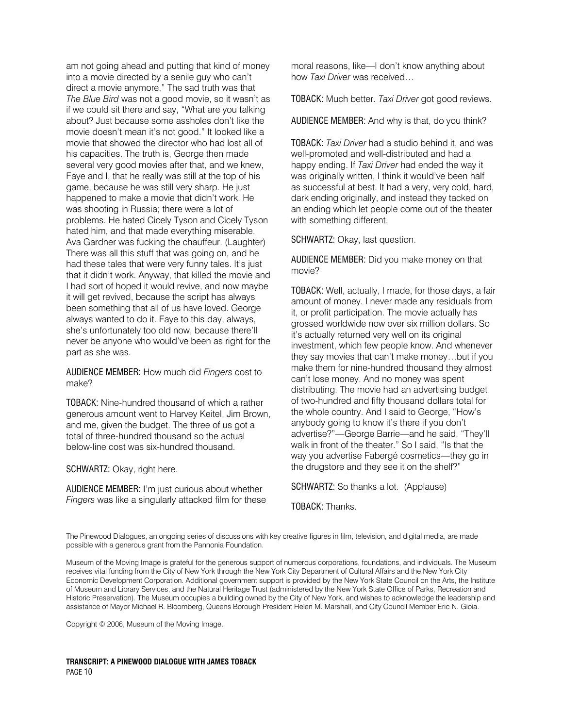am not going ahead and putting that kind of money into a movie directed by a senile guy who can't direct a movie anymore." The sad truth was that *The Blue Bird* was not a good movie, so it wasn't as if we could sit there and say, "What are you talking about? Just because some assholes don't like the movie doesn't mean it's not good." It looked like a movie that showed the director who had lost all of his capacities. The truth is, George then made several very good movies after that, and we knew, Faye and I, that he really was still at the top of his game, because he was still very sharp. He just happened to make a movie that didn't work. He was shooting in Russia; there were a lot of problems. He hated Cicely Tyson and Cicely Tyson hated him, and that made everything miserable. Ava Gardner was fucking the chauffeur. (Laughter) There was all this stuff that was going on, and he had these tales that were very funny tales. It's just that it didn't work. Anyway, that killed the movie and I had sort of hoped it would revive, and now maybe it will get revived, because the script has always been something that all of us have loved. George always wanted to do it. Faye to this day, always, she's unfortunately too old now, because there'll never be anyone who would've been as right for the part as she was.

AUDIENCE MEMBER: How much did *Fingers* cost to make?

TOBACK: Nine-hundred thousand of which a rather generous amount went to Harvey Keitel, Jim Brown, and me, given the budget. The three of us got a total of three-hundred thousand so the actual below-line cost was six-hundred thousand.

SCHWARTZ: Okay, right here.

AUDIENCE MEMBER: I'm just curious about whether *Fingers* was like a singularly attacked film for these moral reasons, like—I don't know anything about how *Taxi Driver* was received…

TOBACK: Much better. *Taxi Driver* got good reviews.

AUDIENCE MEMBER: And why is that, do you think?

TOBACK: *Taxi Driver* had a studio behind it, and was well-promoted and well-distributed and had a happy ending. If *Taxi Driver* had ended the way it was originally written, I think it would've been half as successful at best. It had a very, very cold, hard, dark ending originally, and instead they tacked on an ending which let people come out of the theater with something different.

SCHWARTZ: Okay, last question.

AUDIENCE MEMBER: Did you make money on that movie?

TOBACK: Well, actually, I made, for those days, a fair amount of money. I never made any residuals from it, or profit participation. The movie actually has grossed worldwide now over six million dollars. So it's actually returned very well on its original investment, which few people know. And whenever they say movies that can't make money…but if you make them for nine-hundred thousand they almost can't lose money. And no money was spent distributing. The movie had an advertising budget of two-hundred and fifty thousand dollars total for the whole country. And I said to George, "How's anybody going to know it's there if you don't advertise?"—George Barrie—and he said, "They'll walk in front of the theater." So I said, "Is that the way you advertise Fabergé cosmetics—they go in the drugstore and they see it on the shelf?"

SCHWARTZ: So thanks a lot. (Applause)

TOBACK: Thanks.

The Pinewood Dialogues, an ongoing series of discussions with key creative figures in film, television, and digital media, are made possible with a generous grant from the Pannonia Foundation.

Museum of the Moving Image is grateful for the generous support of numerous corporations, foundations, and individuals. The Museum receives vital funding from the City of New York through the New York City Department of Cultural Affairs and the New York City Economic Development Corporation. Additional government support is provided by the New York State Council on the Arts, the Institute of Museum and Library Services, and the Natural Heritage Trust (administered by the New York State Office of Parks, Recreation and Historic Preservation). The Museum occupies a building owned by the City of New York, and wishes to acknowledge the leadership and assistance of Mayor Michael R. Bloomberg, Queens Borough President Helen M. Marshall, and City Council Member Eric N. Gioia.

Copyright © 2006, Museum of the Moving Image.